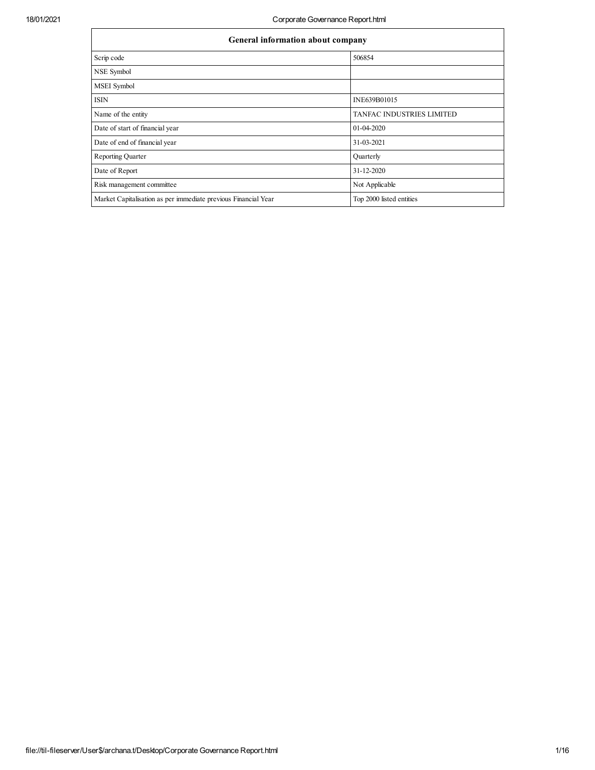| General information about company | |
|---|---|
| Scrip code | 506854 |
| NSE Symbol | |
| MSEI Symbol | |
| ISIN | INE639B01015 |
| Name of the entity | TANFAC INDUSTRIES LIMITED |
| Date of start of financial year | 01-04-2020 |
| Date of end of financial year | 31-03-2021 |
| Reporting Quarter | Quarterly |
| Date of Report | 31-12-2020 |
| Risk management committee | Not Applicable |
| Market Capitalisation as per immediate previous Financial Year | Top 2000 listed entities |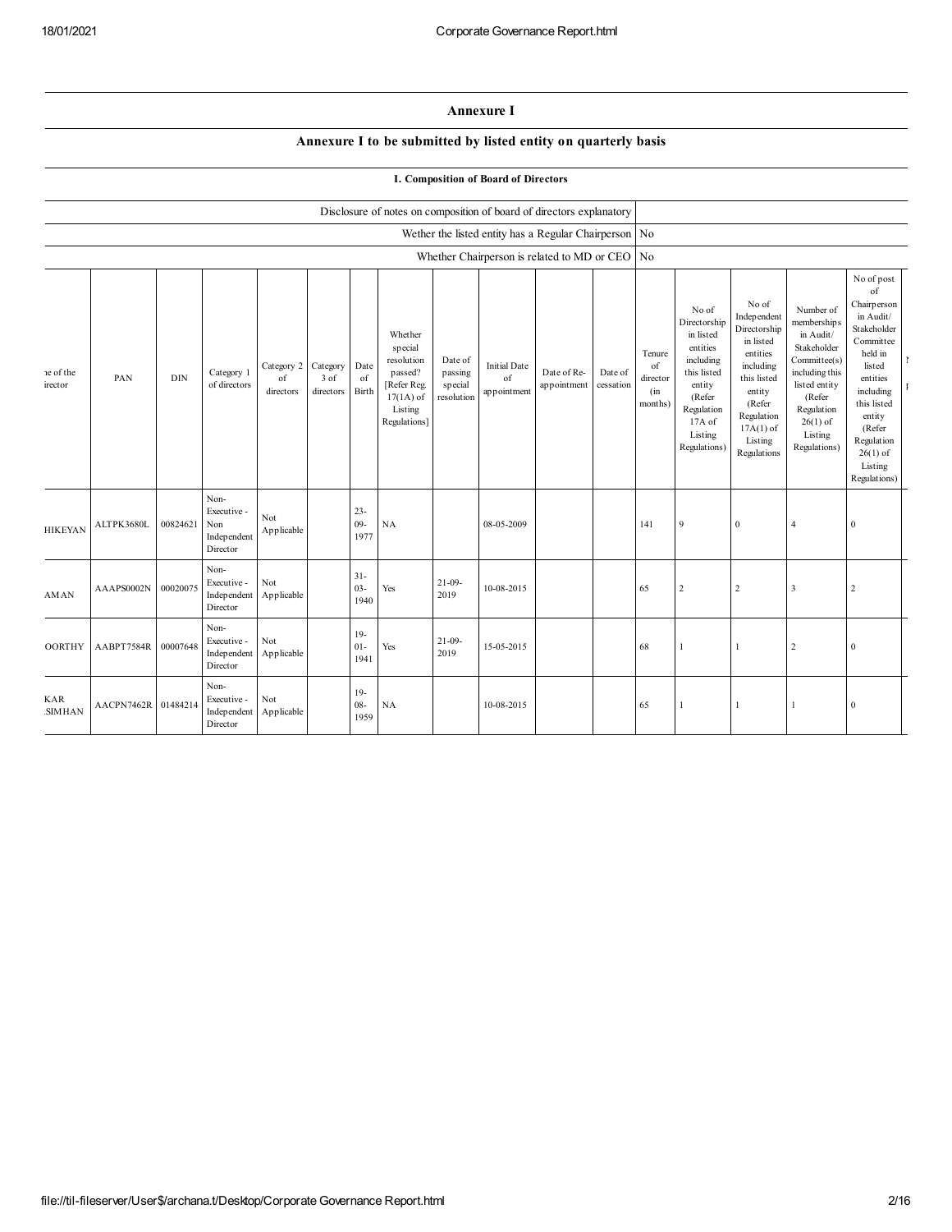# Annexure I

## Annexure I to be submitted by listed entity on quarterly basis

### I. Composition of Board of Directors

| | |
|---|---|
| Disclosure of notes on composition of board of directors explanatory | |
| Wether the listed entity has a Regular Chairperson | No |
| Whether Chairperson is related to MD or CEO | No |

| ne of the irector | PAN | DIN | Category 1 of directors | Category 2 of directors | Category 3 of directors | Date of Birth | Whether special resolution passed? [Refer Reg. 17(1A) of Listing Regulations] | Date of passing special resolution | Initial Date of appointment | Date of Re-appointment | Date of cessation | Tenure of director (in months) | No of Directorship in listed entities including this listed entity (Refer Regulation 17A of Listing Regulations) | No of Independent Directorship in listed entities including this listed entity (Refer Regulation 17A(1) of Listing Regulations | Number of memberships in Audit/ Stakeholder Committee(s) including this listed entity (Refer Regulation 26(1) of Listing Regulations) | No of post of Chairperson in Audit/ Stakeholder Committee held in listed entities including this listed entity (Refer Regulation 26(1) of Listing Regulations) |
|---|---|---|---|---|---|---|---|---|---|---|---|---|---|---|---|---|
| HIKEYAN | ALTPK3680L | 00824621 | Non-Executive - Non Independent Director | Not Applicable | | 23-09-1977 | NA | | 08-05-2009 | | | 141 | 9 | 0 | 4 | 0 |
| AMAN | AAAPS0002N | 00020075 | Non-Executive - Independent Director | Not Applicable | | 31-03-1940 | Yes | 21-09-2019 | 10-08-2015 | | | 65 | 2 | 2 | 3 | 2 |
| OORTHY | AABPT7584R | 00007648 | Non-Executive - Independent Director | Not Applicable | | 19-01-1941 | Yes | 21-09-2019 | 15-05-2015 | | | 68 | 1 | 1 | 2 | 0 |
| KAR SIMHAN | AACPN7462R | 01484214 | Non-Executive - Independent Director | Not Applicable | | 19-08-1959 | NA | | 10-08-2015 | | | 65 | 1 | 1 | 1 | 0 |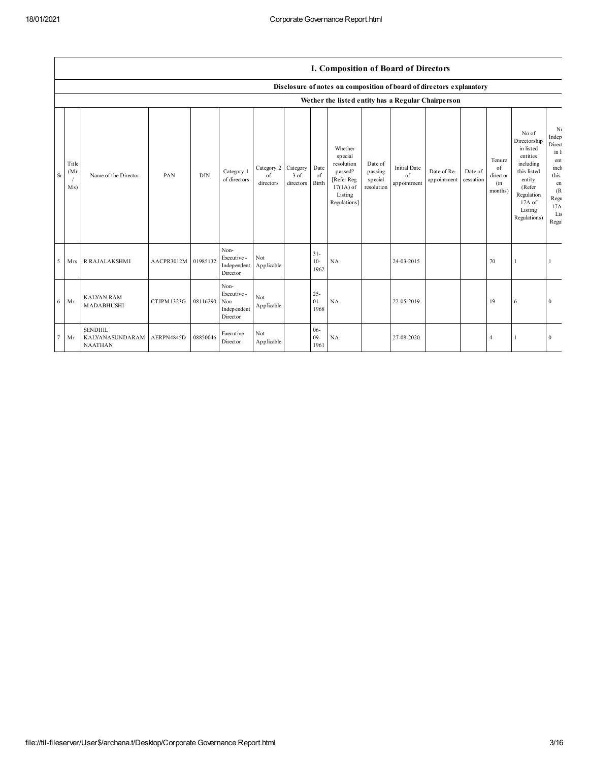## I. Composition of Board of Directors

### Disclosure of notes on composition of board of directors explanatory

### Wether the listed entity has a Regular Chairperson

| Sr | Title (Mr / Ms) | Name of the Director | PAN | DIN | Category 1 of directors | Category 2 of directors | Category 3 of directors | Date of Birth | Whether special resolution passed? [Refer Reg. 17(1A) of Listing Regulations] | Date of passing special resolution | Initial Date of appointment | Date of Re-appointment | Date of cessation | Tenure of director (in months) | No of Directorship in listed entities including this listed entity (Refer Regulation 17A of Listing Regulations) | No Indep Direct in li ent incl this en (R Regu 17A Lis Regul |
|---|---|---|---|---|---|---|---|---|---|---|---|---|---|---|---|---|
| 5 | Mrs | R RAJALAKSHMI | AACPR3012M | 01985132 | Non-Executive - Independent Director | Not Applicable | | 31-10-1962 | NA | | 24-03-2015 | | | 70 | 1 | 1 |
| 6 | Mr | KALYAN RAM MADABHUSHI | CTJPM1323G | 08116290 | Non-Executive - Non Independent Director | Not Applicable | | 25-01-1968 | NA | | 22-05-2019 | | | 19 | 6 | 0 |
| 7 | Mr | SENDHIL KALYANASUNDARAM NAATHAN | AERPN4845D | 08850046 | Executive Director | Not Applicable | | 06-09-1961 | NA | | 27-08-2020 | | | 4 | 1 | 0 |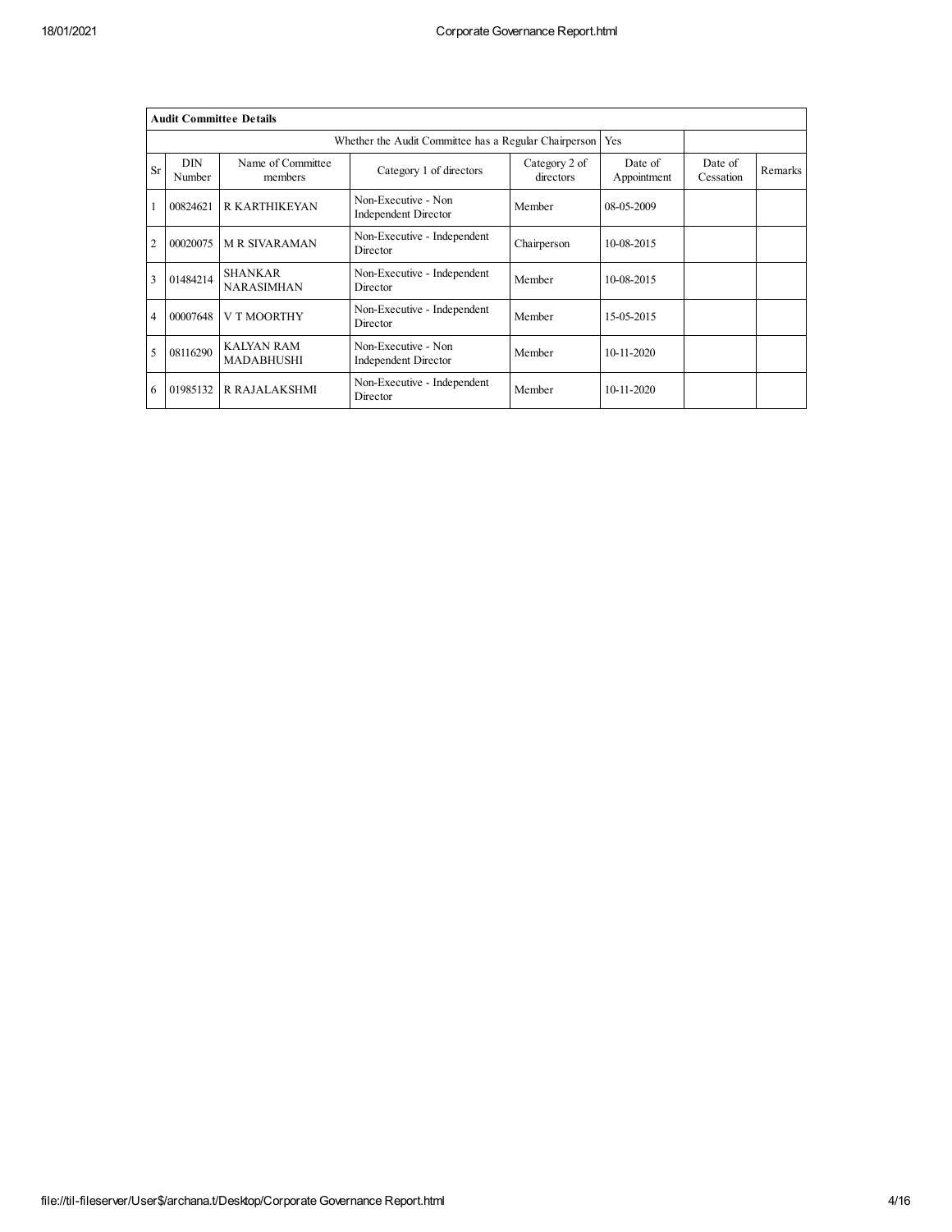| Audit Committee Details | | | | | | | |
|---|---|---|---|---|---|---|---|
| Whether the Audit Committee has a Regular Chairperson | | | | Yes | | | |
| Sr | DIN Number | Name of Committee members | Category 1 of directors | Category 2 of directors | Date of Appointment | Date of Cessation | Remarks |
| 1 | 00824621 | R KARTHIKEYAN | Non-Executive - Non Independent Director | Member | 08-05-2009 | | |
| 2 | 00020075 | M R SIVARAMAN | Non-Executive - Independent Director | Chairperson | 10-08-2015 | | |
| 3 | 01484214 | SHANKAR NARASIMHAN | Non-Executive - Independent Director | Member | 10-08-2015 | | |
| 4 | 00007648 | V T MOORTHY | Non-Executive - Independent Director | Member | 15-05-2015 | | |
| 5 | 08116290 | KALYAN RAM MADABHUSHI | Non-Executive - Non Independent Director | Member | 10-11-2020 | | |
| 6 | 01985132 | R RAJALAKSHMI | Non-Executive - Independent Director | Member | 10-11-2020 | | |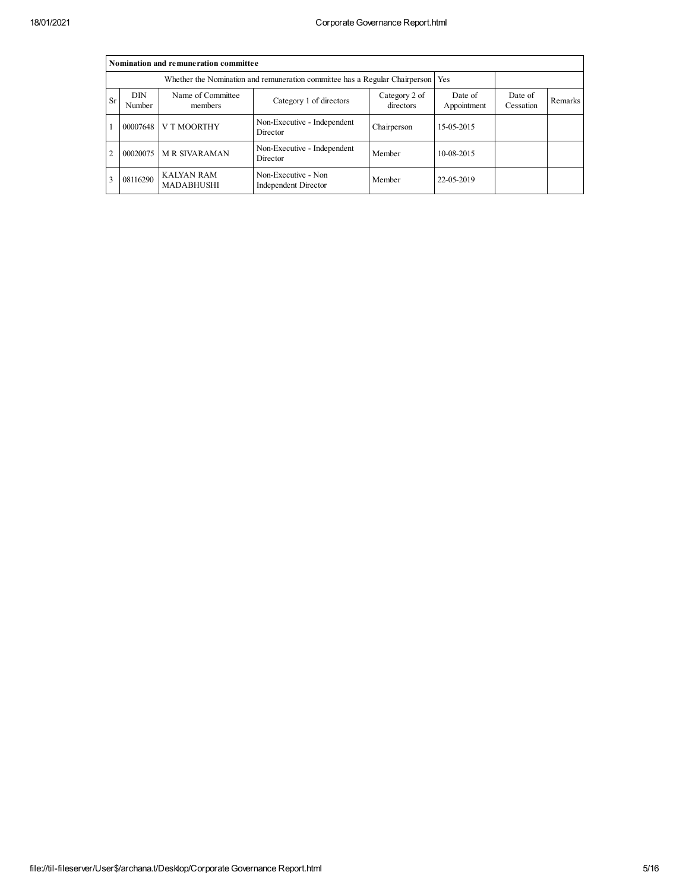| Nomination and remuneration committee | | | | | | | |
|---|---|---|---|---|---|---|---|
| Whether the Nomination and remuneration committee has a Regular Chairperson | | | | | Yes | | |
| Sr | DIN Number | Name of Committee members | Category 1 of directors | Category 2 of directors | Date of Appointment | Date of Cessation | Remarks |
| 1 | 00007648 | V T MOORTHY | Non-Executive - Independent Director | Chairperson | 15-05-2015 | | |
| 2 | 00020075 | M R SIVARAMAN | Non-Executive - Independent Director | Member | 10-08-2015 | | |
| 3 | 08116290 | KALYAN RAM MADABHUSHI | Non-Executive - Non Independent Director | Member | 22-05-2019 | | |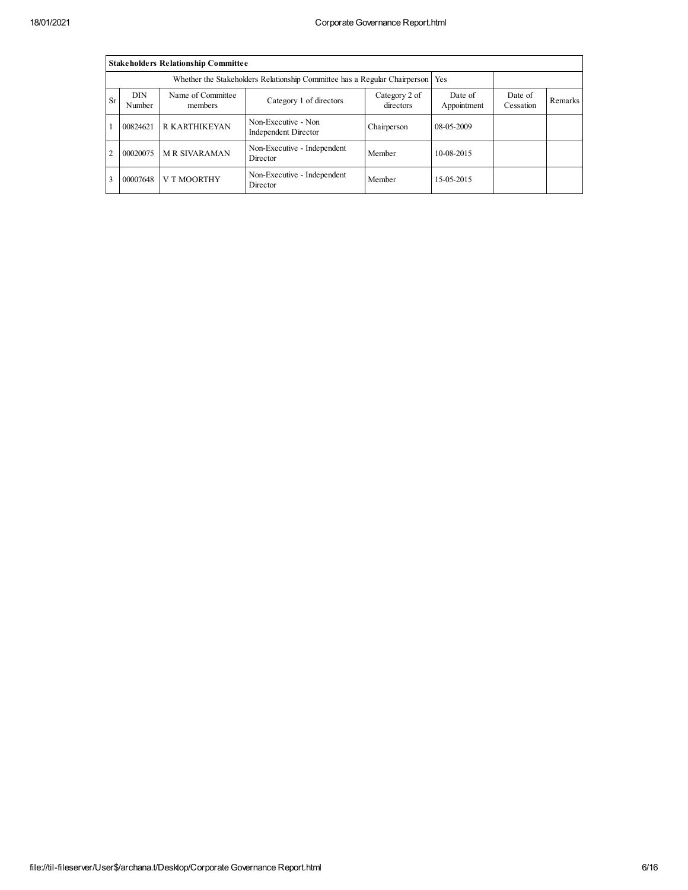| Stakeholders Relationship Committee | | | | | | | |
|---|---|---|---|---|---|---|---|
| Whether the Stakeholders Relationship Committee has a Regular Chairperson | | | | | Yes | | |
| Sr | DIN Number | Name of Committee members | Category 1 of directors | Category 2 of directors | Date of Appointment | Date of Cessation | Remarks |
| 1 | 00824621 | R KARTHIKEYAN | Non-Executive - Non Independent Director | Chairperson | 08-05-2009 | | |
| 2 | 00020075 | M R SIVARAMAN | Non-Executive - Independent Director | Member | 10-08-2015 | | |
| 3 | 00007648 | V T MOORTHY | Non-Executive - Independent Director | Member | 15-05-2015 | | |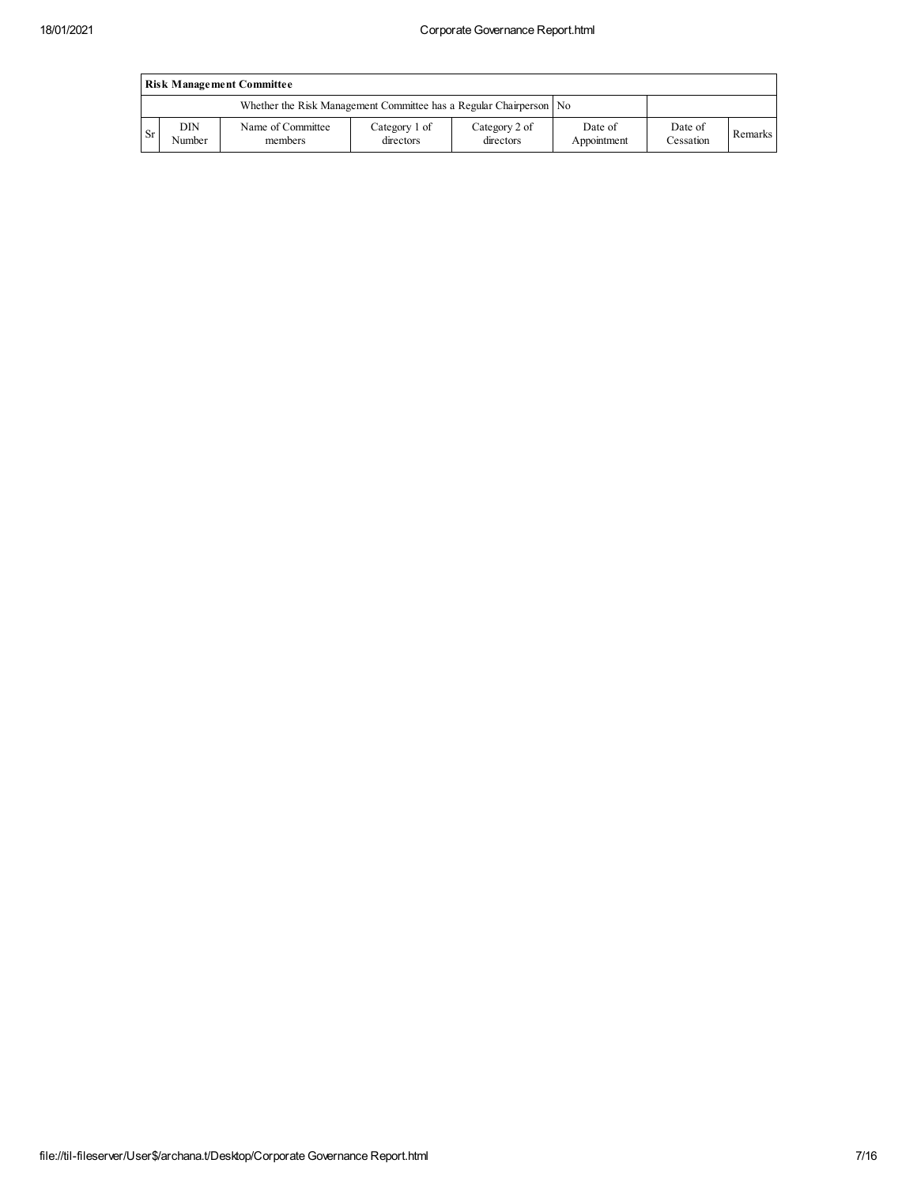| Risk Management Committee | | | | | | | |
|---|---|---|---|---|---|---|---|
| Whether the Risk Management Committee has a Regular Chairperson | | | | | No | | |
| Sr | DIN Number | Name of Committee members | Category 1 of directors | Category 2 of directors | Date of Appointment | Date of Cessation | Remarks |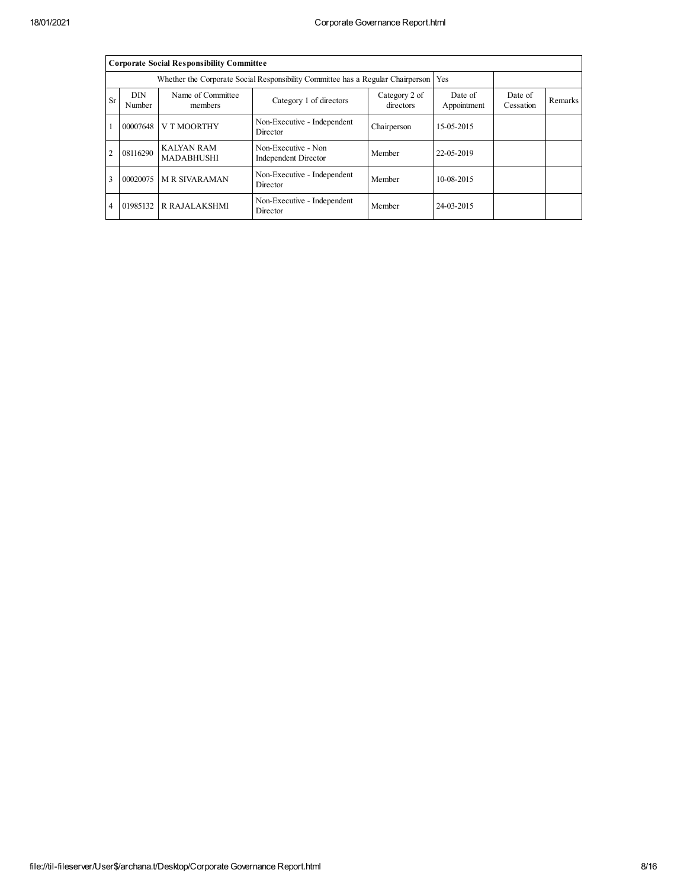| Corporate Social Responsibility Committee | | | | | | | |
|---|---|---|---|---|---|---|---|
| Whether the Corporate Social Responsibility Committee has a Regular Chairperson | | | | | Yes | | |
| Sr | DIN Number | Name of Committee members | Category 1 of directors | Category 2 of directors | Date of Appointment | Date of Cessation | Remarks |
| 1 | 00007648 | V T MOORTHY | Non-Executive - Independent Director | Chairperson | 15-05-2015 | | |
| 2 | 08116290 | KALYAN RAM MADABHUSHI | Non-Executive - Non Independent Director | Member | 22-05-2019 | | |
| 3 | 00020075 | M R SIVARAMAN | Non-Executive - Independent Director | Member | 10-08-2015 | | |
| 4 | 01985132 | R RAJALAKSHMI | Non-Executive - Independent Director | Member | 24-03-2015 | | |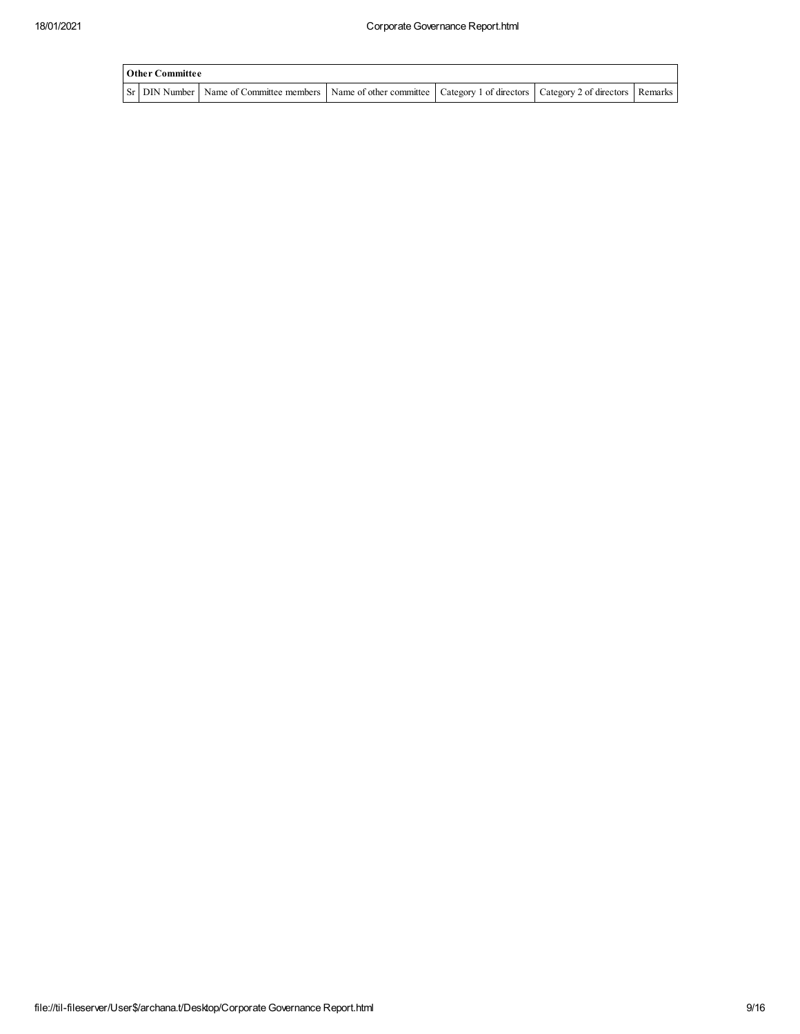| Other Committee | | | | | | |
|---|---|---|---|---|---|---|
| Sr | DIN Number | Name of Committee members | Name of other committee | Category 1 of directors | Category 2 of directors | Remarks |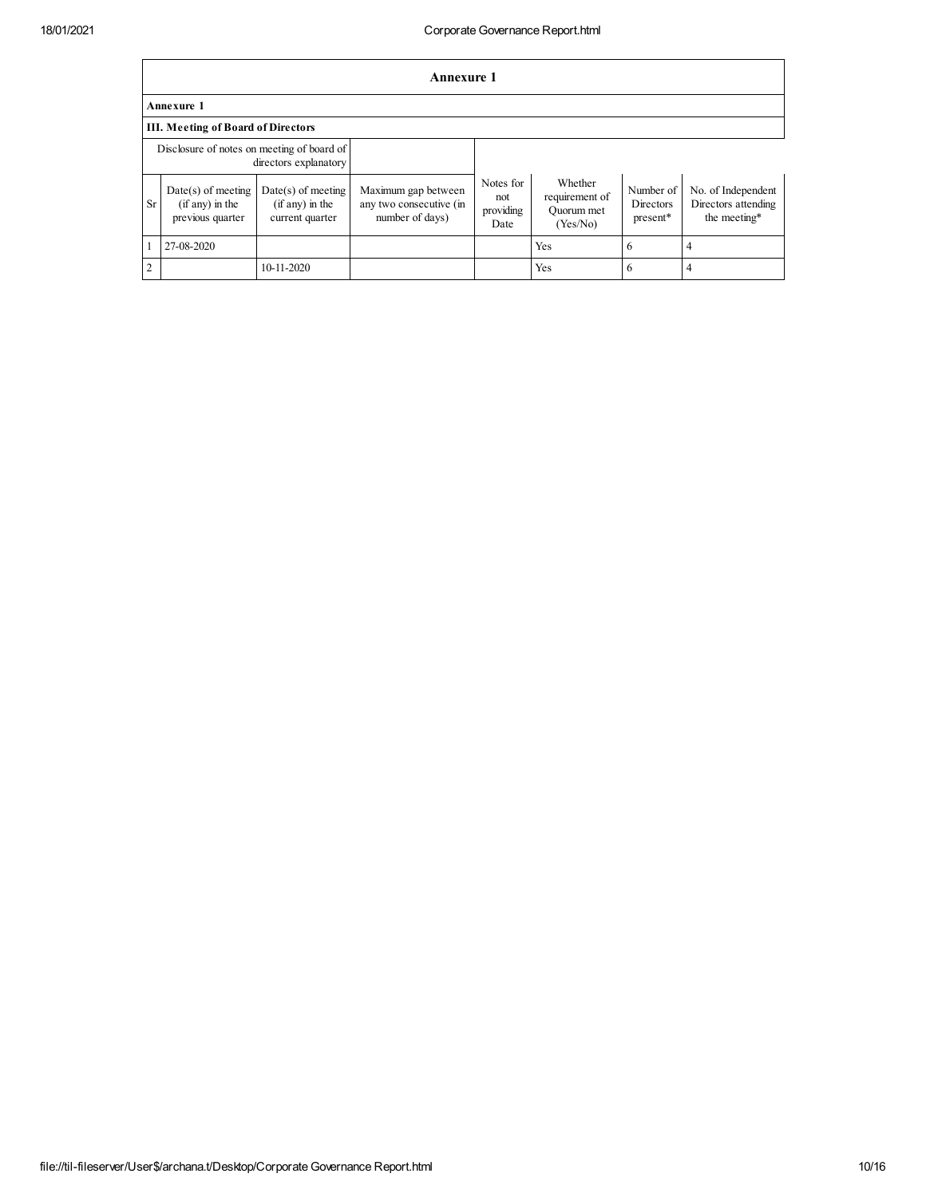# Annexure 1

## Annexure 1

### III. Meeting of Board of Directors

| Disclosure of notes on meeting of board of directors explanatory | | | | | | | |
|---|---|---|---|---|---|---|---|
| Sr | Date(s) of meeting (if any) in the previous quarter | Date(s) of meeting (if any) in the current quarter | Maximum gap between any two consecutive (in number of days) | Notes for not providing Date | Whether requirement of Quorum met (Yes/No) | Number of Directors present* | No. of Independent Directors attending the meeting* |
| 1 | 27-08-2020 | | | | Yes | 6 | 4 |
| 2 | | 10-11-2020 | | | Yes | 6 | 4 |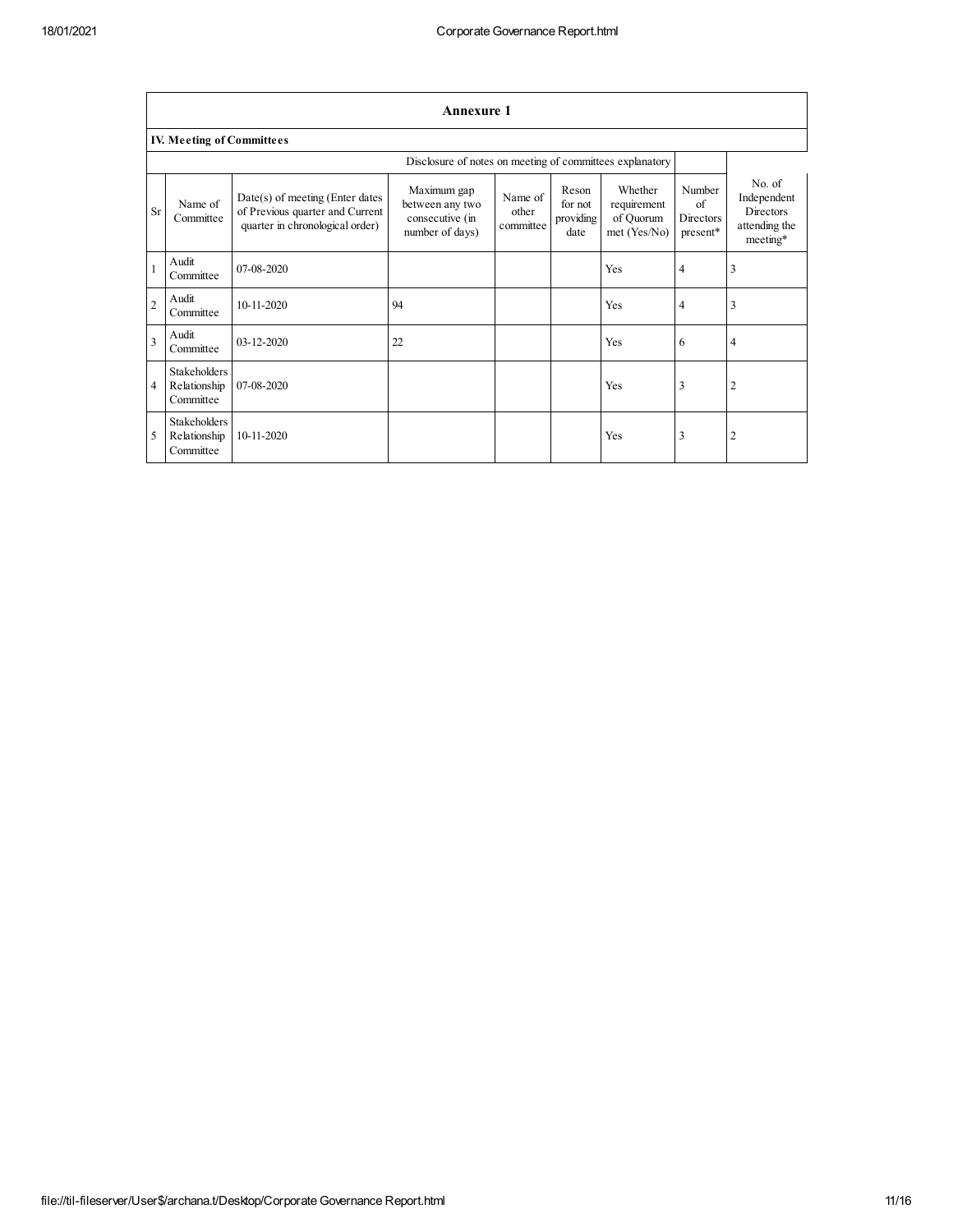## Annexure 1

### IV. Meeting of Committees

Disclosure of notes on meeting of committees explanatory

| Sr | Name of Committee | Date(s) of meeting (Enter dates of Previous quarter and Current quarter in chronological order) | Maximum gap between any two consecutive (in number of days) | Name of other committee | Reson for not providing date | Whether requirement of Quorum met (Yes/No) | Number of Directors present* | No. of Independent Directors attending the meeting* |
|---|---|---|---|---|---|---|---|---|
| 1 | Audit Committee | 07-08-2020 | | | | Yes | 4 | 3 |
| 2 | Audit Committee | 10-11-2020 | 94 | | | Yes | 4 | 3 |
| 3 | Audit Committee | 03-12-2020 | 22 | | | Yes | 6 | 4 |
| 4 | Stakeholders Relationship Committee | 07-08-2020 | | | | Yes | 3 | 2 |
| 5 | Stakeholders Relationship Committee | 10-11-2020 | | | | Yes | 3 | 2 |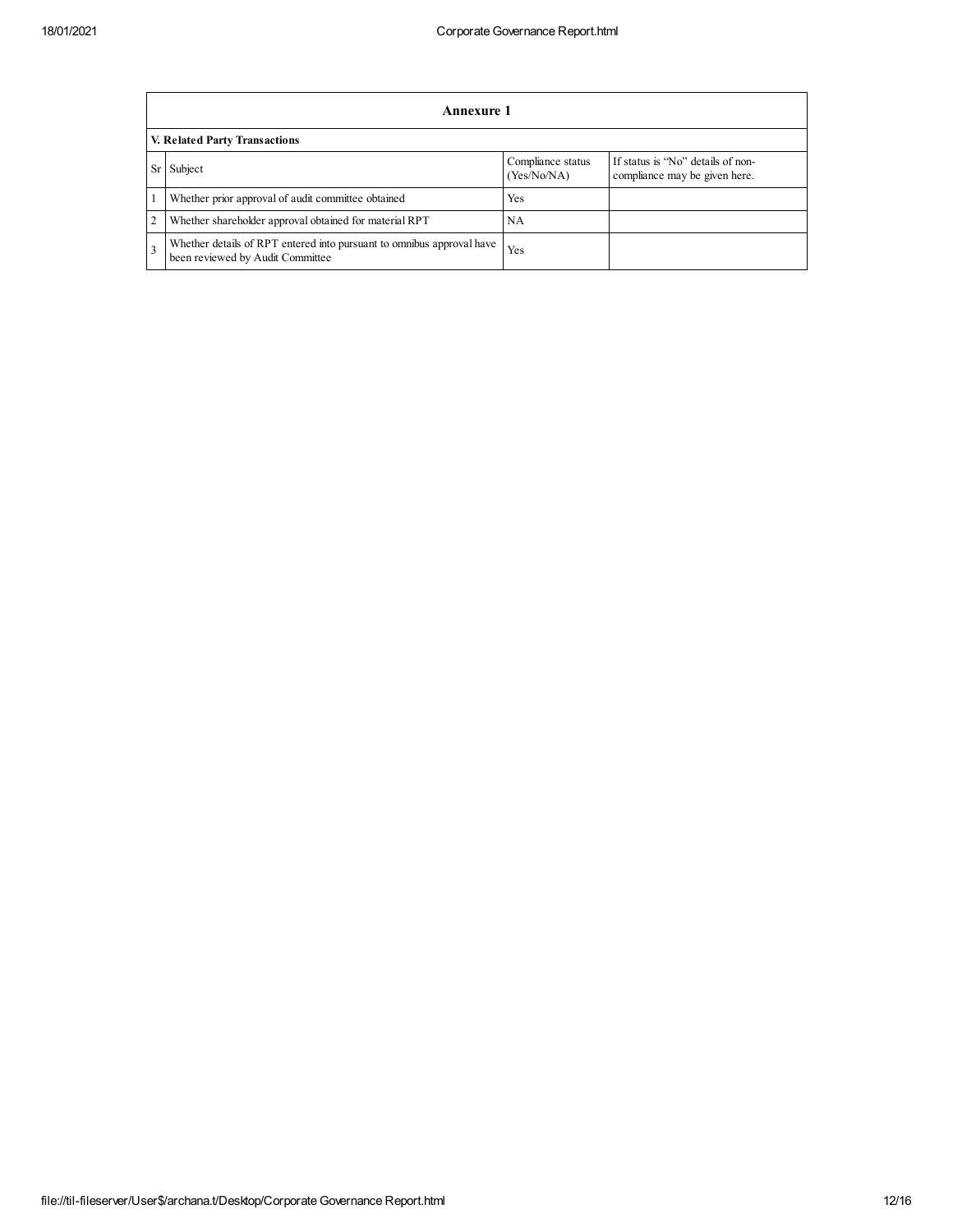## Annexure 1

### V. Related Party Transactions

| Sr | Subject | Compliance status (Yes/No/NA) | If status is "No" details of non-compliance may be given here. |
|---|---|---|---|
| 1 | Whether prior approval of audit committee obtained | Yes | |
| 2 | Whether shareholder approval obtained for material RPT | NA | |
| 3 | Whether details of RPT entered into pursuant to omnibus approval have been reviewed by Audit Committee | Yes | |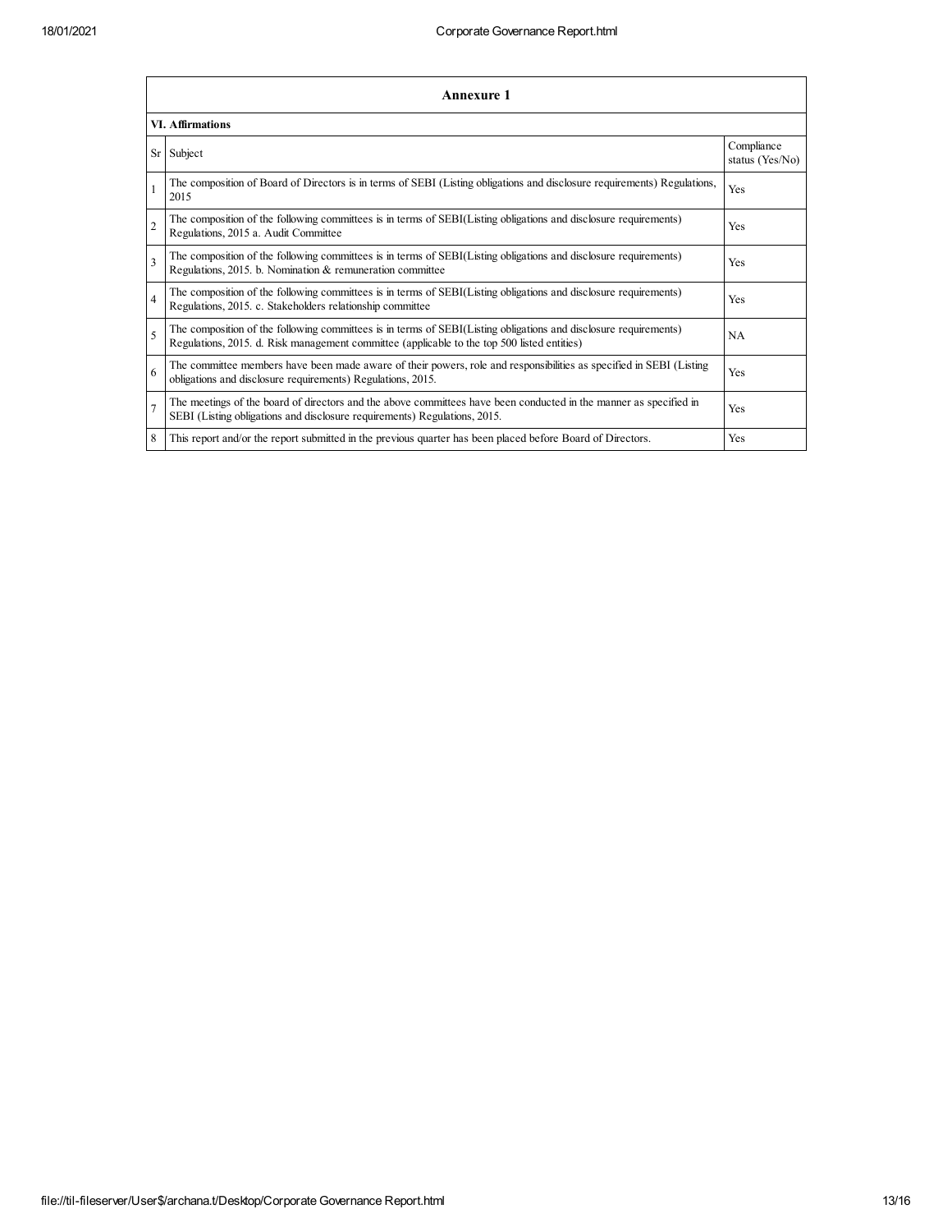| Annexure 1 | | |
|---|---|---|
| **VI. Affirmations** | | |
| Sr | Subject | Compliance status (Yes/No) |
| 1 | The composition of Board of Directors is in terms of SEBI (Listing obligations and disclosure requirements) Regulations, 2015 | Yes |
| 2 | The composition of the following committees is in terms of SEBI(Listing obligations and disclosure requirements) Regulations, 2015 a. Audit Committee | Yes |
| 3 | The composition of the following committees is in terms of SEBI(Listing obligations and disclosure requirements) Regulations, 2015. b. Nomination & remuneration committee | Yes |
| 4 | The composition of the following committees is in terms of SEBI(Listing obligations and disclosure requirements) Regulations, 2015. c. Stakeholders relationship committee | Yes |
| 5 | The composition of the following committees is in terms of SEBI(Listing obligations and disclosure requirements) Regulations, 2015. d. Risk management committee (applicable to the top 500 listed entities) | NA |
| 6 | The committee members have been made aware of their powers, role and responsibilities as specified in SEBI (Listing obligations and disclosure requirements) Regulations, 2015. | Yes |
| 7 | The meetings of the board of directors and the above committees have been conducted in the manner as specified in SEBI (Listing obligations and disclosure requirements) Regulations, 2015. | Yes |
| 8 | This report and/or the report submitted in the previous quarter has been placed before Board of Directors. | Yes |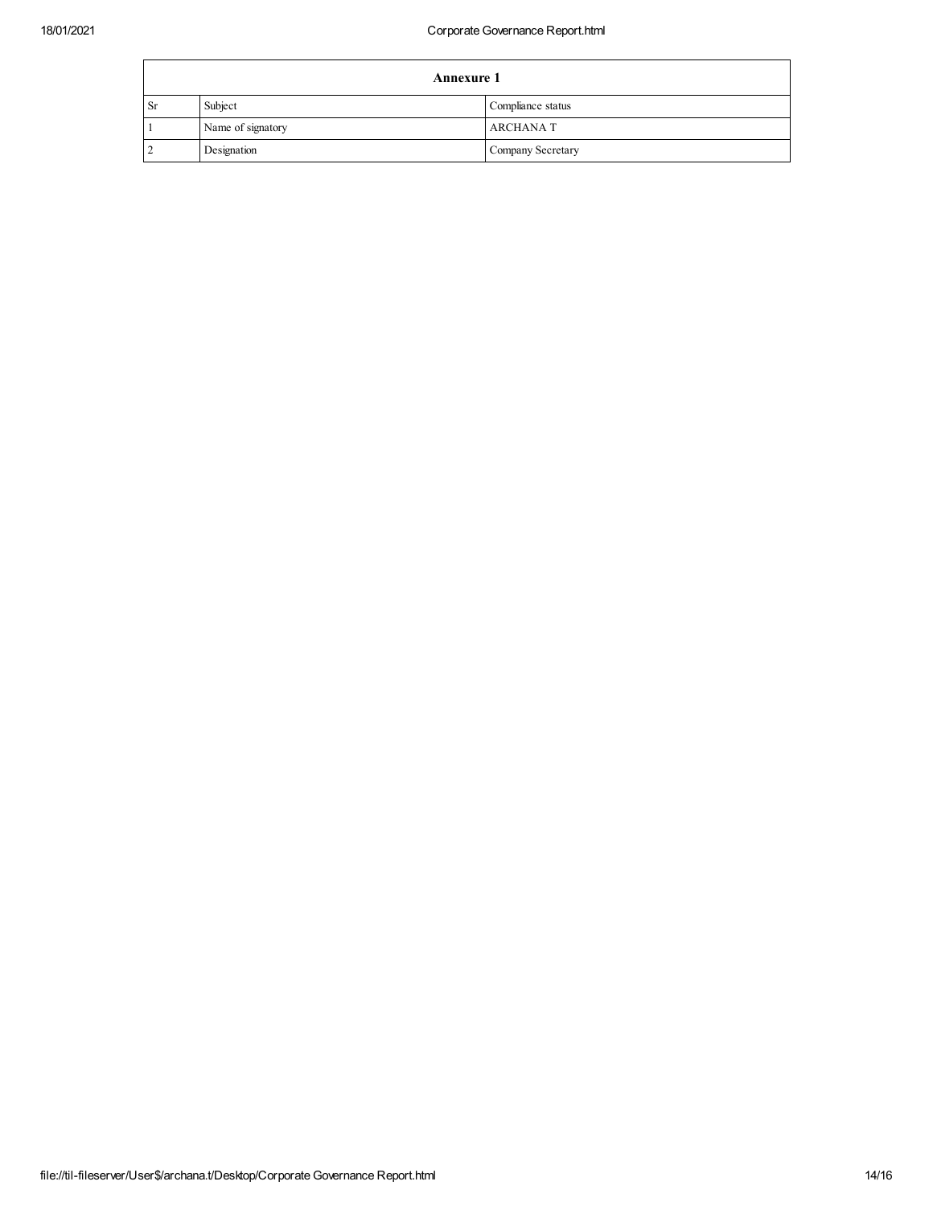| Annexure 1 | | |
|---|---|---|
| Sr | Subject | Compliance status |
| 1 | Name of signatory | ARCHANA T |
| 2 | Designation | Company Secretary |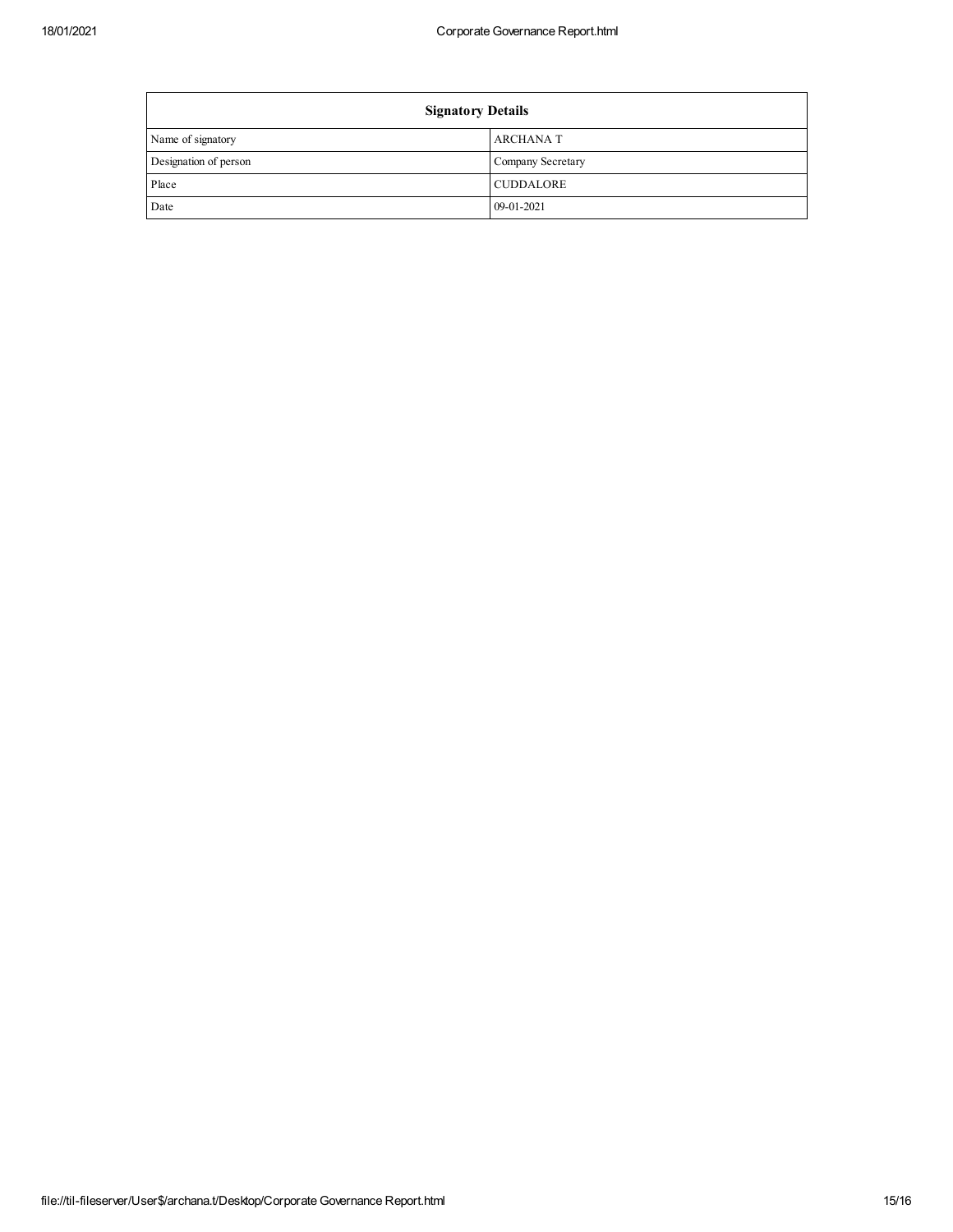| Signatory Details | |
|---|---|
| Name of signatory | ARCHANA T |
| Designation of person | Company Secretary |
| Place | CUDDALORE |
| Date | 09-01-2021 |